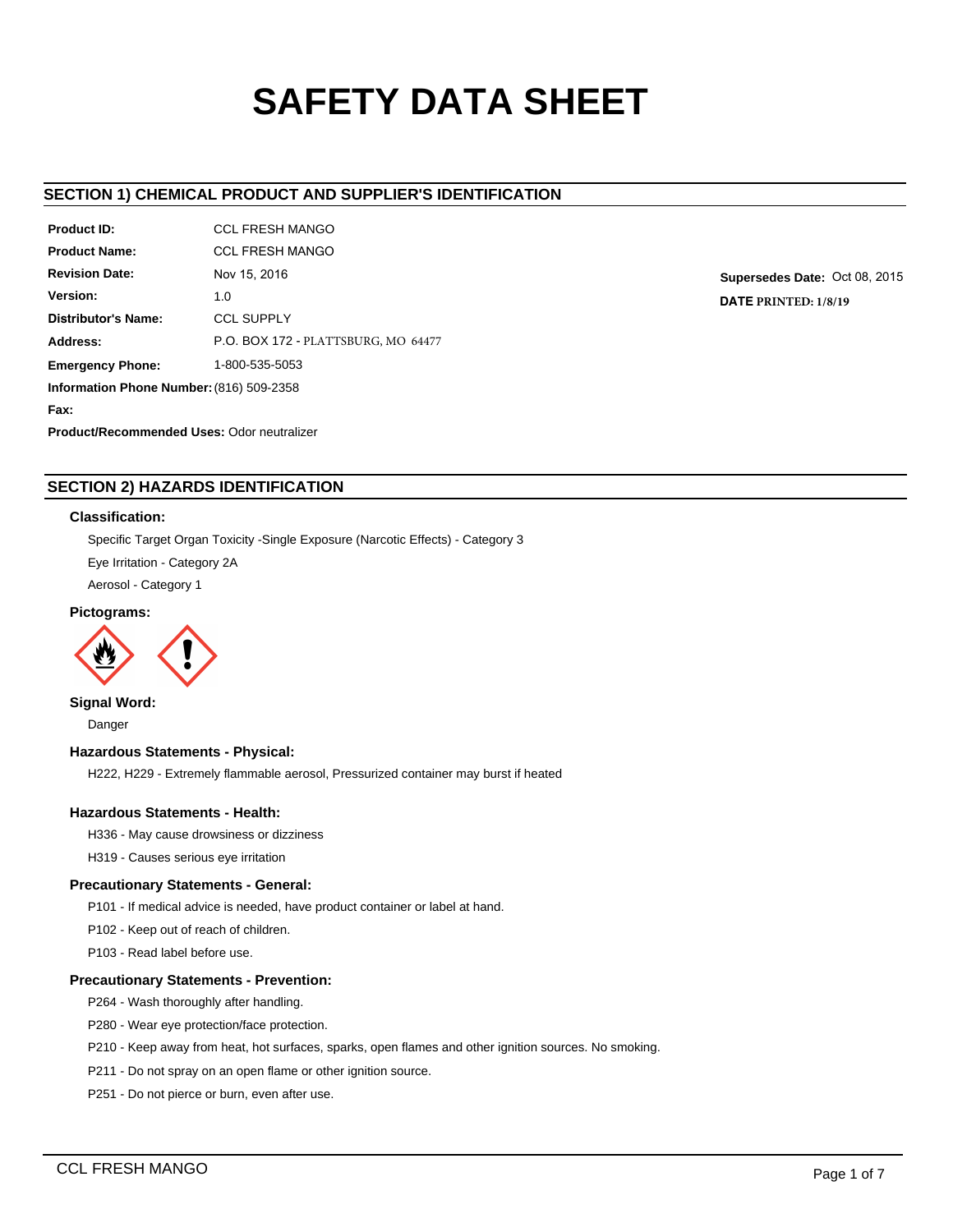# SAFETY DATA SHEET

## SECTION 1) CHEMICAL PRODUCT AND SUPPLIER'S IDENTIFICATION

**Product ID:** CCL FRESH MANGO

**Product Name:** CCL FRESH MANGO

**Revision Date:** Nov 15, 2016

**Version:** 1.0

**Supersedes Date:** Oct 08, 2015

**DATE PRINTED:** 1/8/19

**Distributor's Name:** CCL SUPPLY

**Address:** P.O. BOX 172 - PLATTSBURG, MO 64477

**Emergency Phone:** 1-800-535-5053

**Information Phone Number:** (816) 509-2358

**Fax:**

**Product/Recommended Uses:** Odor neutralizer

## SECTION 2) HAZARDS IDENTIFICATION

### Classification:

Specific Target Organ Toxicity -Single Exposure (Narcotic Effects) - Category 3

Eye Irritation - Category 2A

Aerosol - Category 1

### Pictograms:

### Signal Word:

Danger

### Hazardous Statements - Physical:

H222, H229 - Extremely flammable aerosol, Pressurized container may burst if heated

### Hazardous Statements - Health:

H336 - May cause drowsiness or dizziness

H319 - Causes serious eye irritation

### Precautionary Statements - General:

P101 - If medical advice is needed, have product container or label at hand.

P102 - Keep out of reach of children.

P103 - Read label before use.

### Precautionary Statements - Prevention:

P264 - Wash thoroughly after handling.

P280 - Wear eye protection/face protection.

P210 - Keep away from heat, hot surfaces, sparks, open flames and other ignition sources. No smoking.

P211 - Do not spray on an open flame or other ignition source.

P251 - Do not pierce or burn, even after use.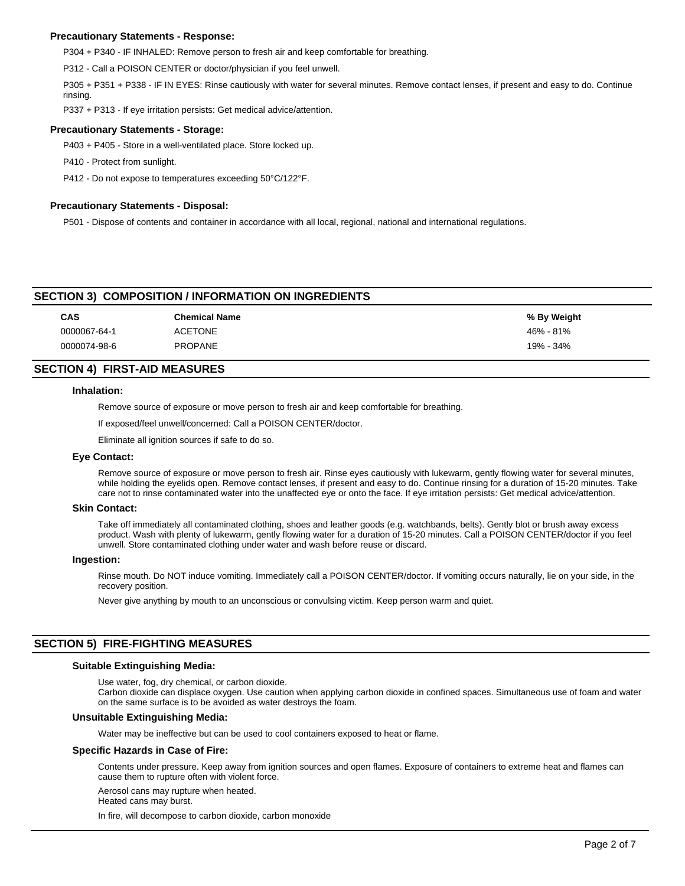#### Precautionary Statements - Response:

P304 + P340 - IF INHALED: Remove person to fresh air and keep comfortable for breathing.

P312 - Call a POISON CENTER or doctor/physician if you feel unwell.

P305 + P351 + P338 - IF IN EYES: Rinse cautiously with water for several minutes. Remove contact lenses, if present and easy to do. Continue rinsing.

P337 + P313 - If eye irritation persists: Get medical advice/attention.

#### Precautionary Statements - Storage:

P403 + P405 - Store in a well-ventilated place. Store locked up.

P410 - Protect from sunlight.

P412 - Do not expose to temperatures exceeding 50°C/122°F.

#### Precautionary Statements - Disposal:

P501 - Dispose of contents and container in accordance with all local, regional, national and international regulations.

## SECTION 3) COMPOSITION / INFORMATION ON INGREDIENTS

| CAS | Chemical Name | % By Weight |
|---|---|---|
| 0000067-64-1 | ACETONE | 46% - 81% |
| 0000074-98-6 | PROPANE | 19% - 34% |

## SECTION 4) FIRST-AID MEASURES

#### Inhalation:

Remove source of exposure or move person to fresh air and keep comfortable for breathing.

If exposed/feel unwell/concerned: Call a POISON CENTER/doctor.

Eliminate all ignition sources if safe to do so.

#### Eye Contact:

Remove source of exposure or move person to fresh air. Rinse eyes cautiously with lukewarm, gently flowing water for several minutes, while holding the eyelids open. Remove contact lenses, if present and easy to do. Continue rinsing for a duration of 15-20 minutes. Take care not to rinse contaminated water into the unaffected eye or onto the face. If eye irritation persists: Get medical advice/attention.

#### Skin Contact:

Take off immediately all contaminated clothing, shoes and leather goods (e.g. watchbands, belts). Gently blot or brush away excess product. Wash with plenty of lukewarm, gently flowing water for a duration of 15-20 minutes. Call a POISON CENTER/doctor if you feel unwell. Store contaminated clothing under water and wash before reuse or discard.

#### Ingestion:

Rinse mouth. Do NOT induce vomiting. Immediately call a POISON CENTER/doctor. If vomiting occurs naturally, lie on your side, in the recovery position.

Never give anything by mouth to an unconscious or convulsing victim. Keep person warm and quiet.

## SECTION 5) FIRE-FIGHTING MEASURES

#### Suitable Extinguishing Media:

Use water, fog, dry chemical, or carbon dioxide.
Carbon dioxide can displace oxygen. Use caution when applying carbon dioxide in confined spaces. Simultaneous use of foam and water on the same surface is to be avoided as water destroys the foam.

#### Unsuitable Extinguishing Media:

Water may be ineffective but can be used to cool containers exposed to heat or flame.

#### Specific Hazards in Case of Fire:

Contents under pressure. Keep away from ignition sources and open flames. Exposure of containers to extreme heat and flames can cause them to rupture often with violent force.

Aerosol cans may rupture when heated.
Heated cans may burst.

In fire, will decompose to carbon dioxide, carbon monoxide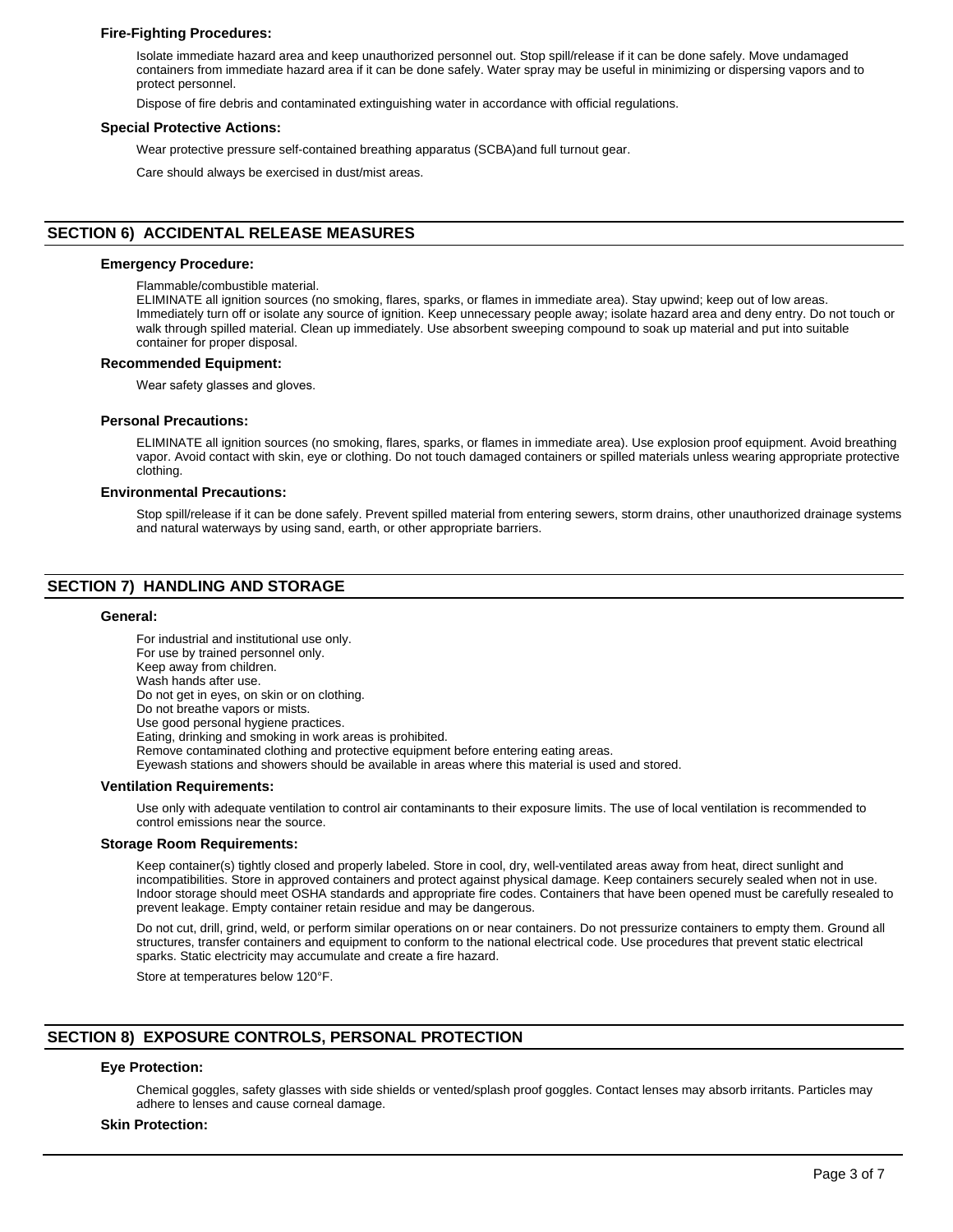### Fire-Fighting Procedures:

Isolate immediate hazard area and keep unauthorized personnel out. Stop spill/release if it can be done safely. Move undamaged containers from immediate hazard area if it can be done safely. Water spray may be useful in minimizing or dispersing vapors and to protect personnel.

Dispose of fire debris and contaminated extinguishing water in accordance with official regulations.

### Special Protective Actions:

Wear protective pressure self-contained breathing apparatus (SCBA)and full turnout gear.

Care should always be exercised in dust/mist areas.

## SECTION 6) ACCIDENTAL RELEASE MEASURES

### Emergency Procedure:

Flammable/combustible material.
ELIMINATE all ignition sources (no smoking, flares, sparks, or flames in immediate area). Stay upwind; keep out of low areas. Immediately turn off or isolate any source of ignition. Keep unnecessary people away; isolate hazard area and deny entry. Do not touch or walk through spilled material. Clean up immediately. Use absorbent sweeping compound to soak up material and put into suitable container for proper disposal.

### Recommended Equipment:

Wear safety glasses and gloves.

### Personal Precautions:

ELIMINATE all ignition sources (no smoking, flares, sparks, or flames in immediate area). Use explosion proof equipment. Avoid breathing vapor. Avoid contact with skin, eye or clothing. Do not touch damaged containers or spilled materials unless wearing appropriate protective clothing.

### Environmental Precautions:

Stop spill/release if it can be done safely. Prevent spilled material from entering sewers, storm drains, other unauthorized drainage systems and natural waterways by using sand, earth, or other appropriate barriers.

## SECTION 7) HANDLING AND STORAGE

### General:

For industrial and institutional use only.
For use by trained personnel only.
Keep away from children.
Wash hands after use.
Do not get in eyes, on skin or on clothing.
Do not breathe vapors or mists.
Use good personal hygiene practices.
Eating, drinking and smoking in work areas is prohibited.
Remove contaminated clothing and protective equipment before entering eating areas.
Eyewash stations and showers should be available in areas where this material is used and stored.

### Ventilation Requirements:

Use only with adequate ventilation to control air contaminants to their exposure limits. The use of local ventilation is recommended to control emissions near the source.

### Storage Room Requirements:

Keep container(s) tightly closed and properly labeled. Store in cool, dry, well-ventilated areas away from heat, direct sunlight and incompatibilities. Store in approved containers and protect against physical damage. Keep containers securely sealed when not in use. Indoor storage should meet OSHA standards and appropriate fire codes. Containers that have been opened must be carefully resealed to prevent leakage. Empty container retain residue and may be dangerous.

Do not cut, drill, grind, weld, or perform similar operations on or near containers. Do not pressurize containers to empty them. Ground all structures, transfer containers and equipment to conform to the national electrical code. Use procedures that prevent static electrical sparks. Static electricity may accumulate and create a fire hazard.

Store at temperatures below 120°F.

## SECTION 8) EXPOSURE CONTROLS, PERSONAL PROTECTION

### Eye Protection:

Chemical goggles, safety glasses with side shields or vented/splash proof goggles. Contact lenses may absorb irritants. Particles may adhere to lenses and cause corneal damage.

### Skin Protection: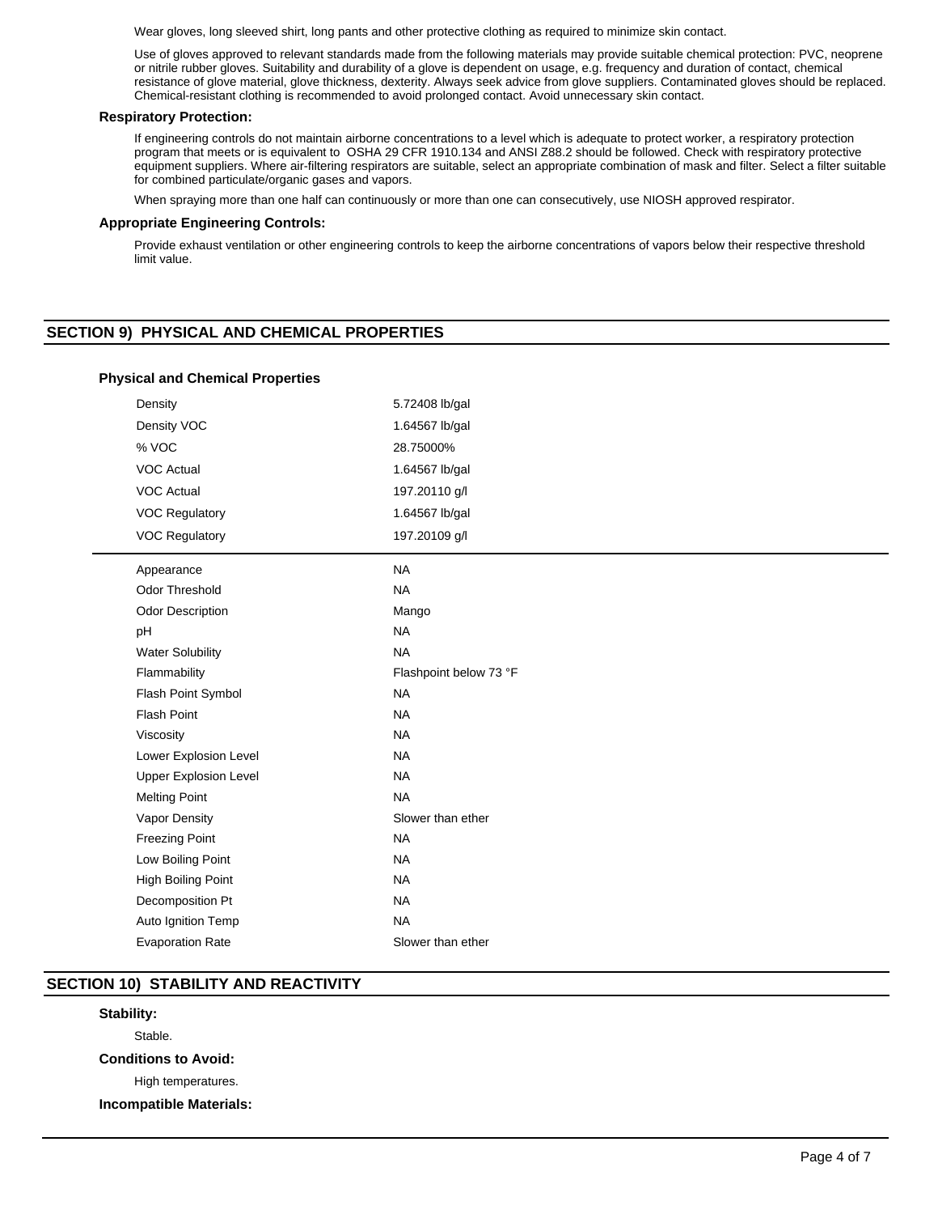Wear gloves, long sleeved shirt, long pants and other protective clothing as required to minimize skin contact.

Use of gloves approved to relevant standards made from the following materials may provide suitable chemical protection: PVC, neoprene or nitrile rubber gloves. Suitability and durability of a glove is dependent on usage, e.g. frequency and duration of contact, chemical resistance of glove material, glove thickness, dexterity. Always seek advice from glove suppliers. Contaminated gloves should be replaced. Chemical-resistant clothing is recommended to avoid prolonged contact. Avoid unnecessary skin contact.

**Respiratory Protection:**

If engineering controls do not maintain airborne concentrations to a level which is adequate to protect worker, a respiratory protection program that meets or is equivalent to OSHA 29 CFR 1910.134 and ANSI Z88.2 should be followed. Check with respiratory protective equipment suppliers. Where air-filtering respirators are suitable, select an appropriate combination of mask and filter. Select a filter suitable for combined particulate/organic gases and vapors.

When spraying more than one half can continuously or more than one can consecutively, use NIOSH approved respirator.

**Appropriate Engineering Controls:**

Provide exhaust ventilation or other engineering controls to keep the airborne concentrations of vapors below their respective threshold limit value.

## SECTION 9) PHYSICAL AND CHEMICAL PROPERTIES

**Physical and Chemical Properties**

| Property | Value |
|---|---|
| Density | 5.72408 lb/gal |
| Density VOC | 1.64567 lb/gal |
| % VOC | 28.75000% |
| VOC Actual | 1.64567 lb/gal |
| VOC Actual | 197.20110 g/l |
| VOC Regulatory | 1.64567 lb/gal |
| VOC Regulatory | 197.20109 g/l |
| Appearance | NA |
| Odor Threshold | NA |
| Odor Description | Mango |
| pH | NA |
| Water Solubility | NA |
| Flammability | Flashpoint below 73 °F |
| Flash Point Symbol | NA |
| Flash Point | NA |
| Viscosity | NA |
| Lower Explosion Level | NA |
| Upper Explosion Level | NA |
| Melting Point | NA |
| Vapor Density | Slower than ether |
| Freezing Point | NA |
| Low Boiling Point | NA |
| High Boiling Point | NA |
| Decomposition Pt | NA |
| Auto Ignition Temp | NA |
| Evaporation Rate | Slower than ether |

## SECTION 10) STABILITY AND REACTIVITY

**Stability:**

Stable.

**Conditions to Avoid:**

High temperatures.

**Incompatible Materials:**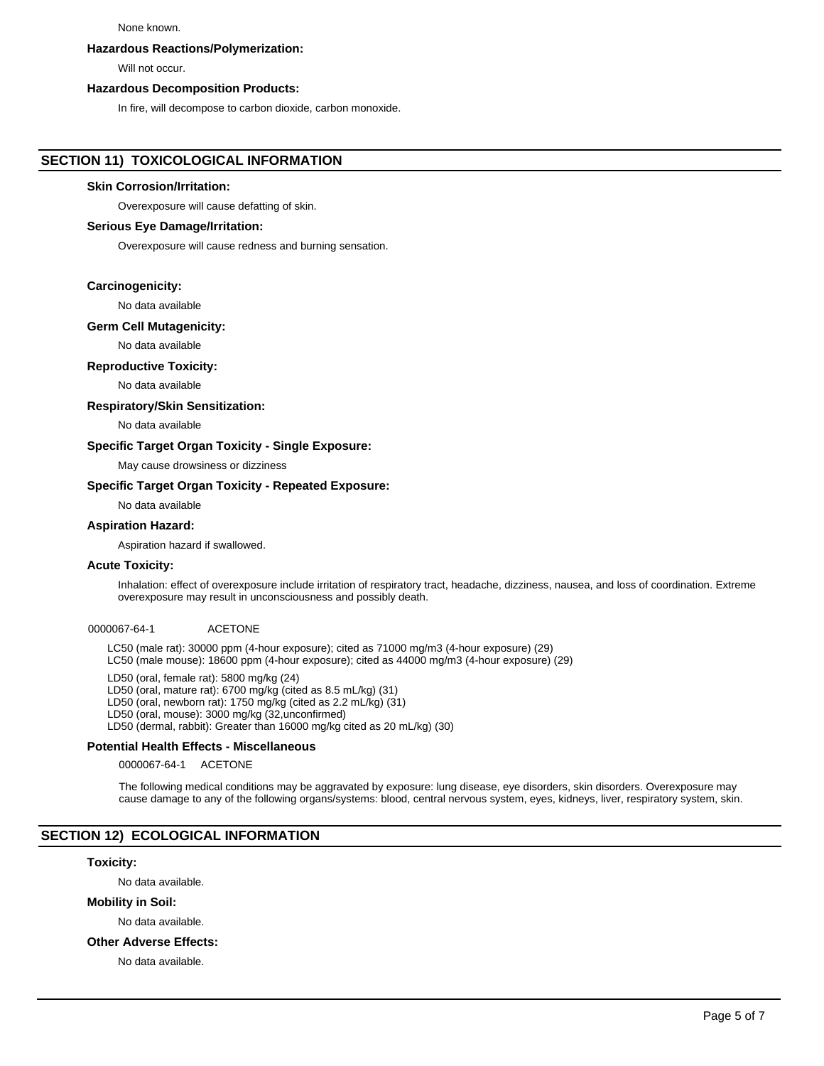None known.

**Hazardous Reactions/Polymerization:**

Will not occur.

**Hazardous Decomposition Products:**

In fire, will decompose to carbon dioxide, carbon monoxide.

## SECTION 11) TOXICOLOGICAL INFORMATION

**Skin Corrosion/Irritation:**

Overexposure will cause defatting of skin.

**Serious Eye Damage/Irritation:**

Overexposure will cause redness and burning sensation.

**Carcinogenicity:**

No data available

**Germ Cell Mutagenicity:**

No data available

**Reproductive Toxicity:**

No data available

**Respiratory/Skin Sensitization:**

No data available

**Specific Target Organ Toxicity - Single Exposure:**

May cause drowsiness or dizziness

**Specific Target Organ Toxicity - Repeated Exposure:**

No data available

**Aspiration Hazard:**

Aspiration hazard if swallowed.

**Acute Toxicity:**

Inhalation: effect of overexposure include irritation of respiratory tract, headache, dizziness, nausea, and loss of coordination. Extreme overexposure may result in unconsciousness and possibly death.

0000067-64-1 ACETONE

LC50 (male rat): 30000 ppm (4-hour exposure); cited as 71000 mg/m3 (4-hour exposure) (29)
LC50 (male mouse): 18600 ppm (4-hour exposure); cited as 44000 mg/m3 (4-hour exposure) (29)

LD50 (oral, female rat): 5800 mg/kg (24)
LD50 (oral, mature rat): 6700 mg/kg (cited as 8.5 mL/kg) (31)
LD50 (oral, newborn rat): 1750 mg/kg (cited as 2.2 mL/kg) (31)
LD50 (oral, mouse): 3000 mg/kg (32,unconfirmed)
LD50 (dermal, rabbit): Greater than 16000 mg/kg cited as 20 mL/kg) (30)

**Potential Health Effects - Miscellaneous**

0000067-64-1 ACETONE

The following medical conditions may be aggravated by exposure: lung disease, eye disorders, skin disorders. Overexposure may cause damage to any of the following organs/systems: blood, central nervous system, eyes, kidneys, liver, respiratory system, skin.

## SECTION 12) ECOLOGICAL INFORMATION

**Toxicity:**

No data available.

**Mobility in Soil:**

No data available.

**Other Adverse Effects:**

No data available.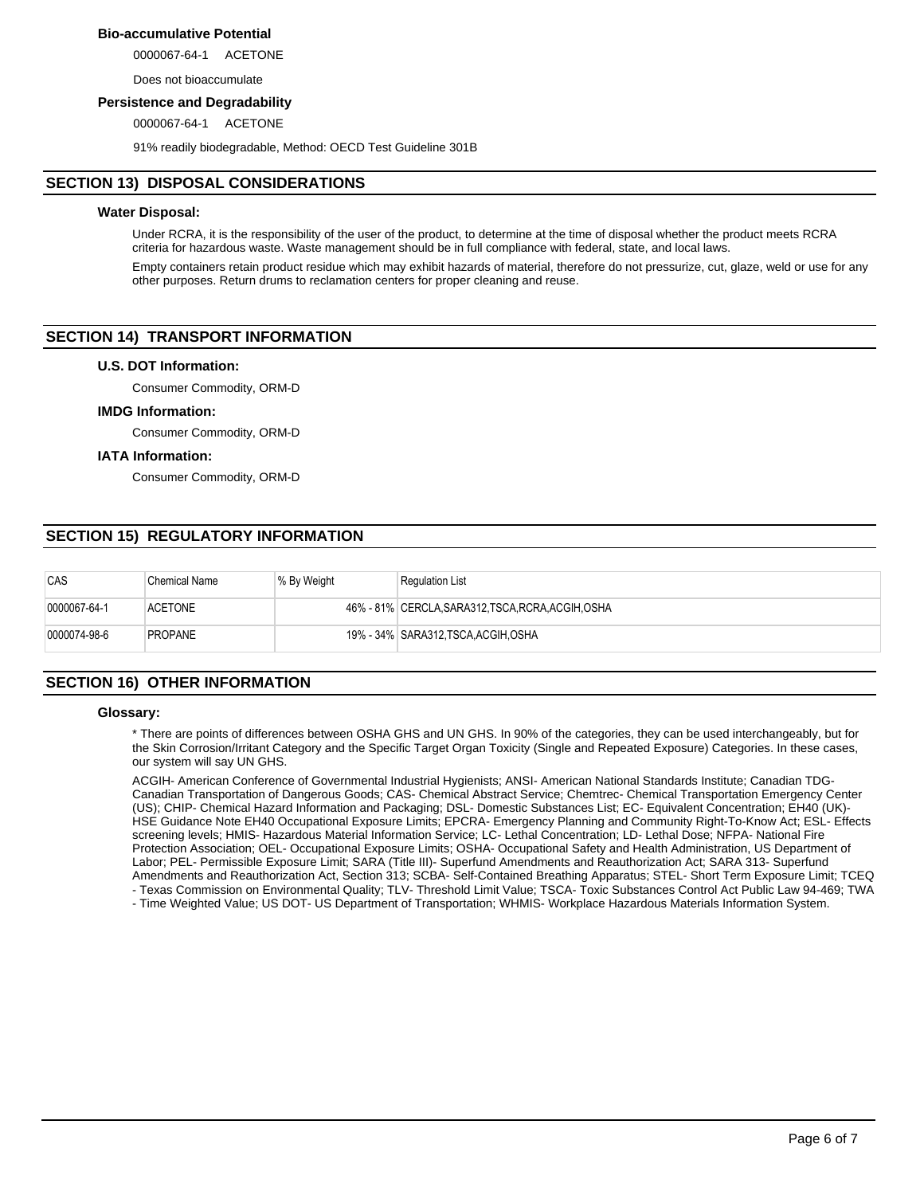### Bio-accumulative Potential

0000067-64-1 ACETONE

Does not bioaccumulate

### Persistence and Degradability

0000067-64-1 ACETONE

91% readily biodegradable, Method: OECD Test Guideline 301B

## SECTION 13) DISPOSAL CONSIDERATIONS

### Water Disposal:

Under RCRA, it is the responsibility of the user of the product, to determine at the time of disposal whether the product meets RCRA criteria for hazardous waste. Waste management should be in full compliance with federal, state, and local laws.

Empty containers retain product residue which may exhibit hazards of material, therefore do not pressurize, cut, glaze, weld or use for any other purposes. Return drums to reclamation centers for proper cleaning and reuse.

## SECTION 14) TRANSPORT INFORMATION

### U.S. DOT Information:

Consumer Commodity, ORM-D

### IMDG Information:

Consumer Commodity, ORM-D

### IATA Information:

Consumer Commodity, ORM-D

## SECTION 15) REGULATORY INFORMATION

| CAS | Chemical Name | % By Weight | Regulation List |
|---|---|---|---|
| 0000067-64-1 | ACETONE | 46% - 81% | CERCLA,SARA312,TSCA,RCRA,ACGIH,OSHA |
| 0000074-98-6 | PROPANE | 19% - 34% | SARA312,TSCA,ACGIH,OSHA |

## SECTION 16) OTHER INFORMATION

### Glossary:

* There are points of differences between OSHA GHS and UN GHS. In 90% of the categories, they can be used interchangeably, but for the Skin Corrosion/Irritant Category and the Specific Target Organ Toxicity (Single and Repeated Exposure) Categories. In these cases, our system will say UN GHS.

ACGIH- American Conference of Governmental Industrial Hygienists; ANSI- American National Standards Institute; Canadian TDG- Canadian Transportation of Dangerous Goods; CAS- Chemical Abstract Service; Chemtrec- Chemical Transportation Emergency Center (US); CHIP- Chemical Hazard Information and Packaging; DSL- Domestic Substances List; EC- Equivalent Concentration; EH40 (UK)- HSE Guidance Note EH40 Occupational Exposure Limits; EPCRA- Emergency Planning and Community Right-To-Know Act; ESL- Effects screening levels; HMIS- Hazardous Material Information Service; LC- Lethal Concentration; LD- Lethal Dose; NFPA- National Fire Protection Association; OEL- Occupational Exposure Limits; OSHA- Occupational Safety and Health Administration, US Department of Labor; PEL- Permissible Exposure Limit; SARA (Title III)- Superfund Amendments and Reauthorization Act; SARA 313- Superfund Amendments and Reauthorization Act, Section 313; SCBA- Self-Contained Breathing Apparatus; STEL- Short Term Exposure Limit; TCEQ - Texas Commission on Environmental Quality; TLV- Threshold Limit Value; TSCA- Toxic Substances Control Act Public Law 94-469; TWA - Time Weighted Value; US DOT- US Department of Transportation; WHMIS- Workplace Hazardous Materials Information System.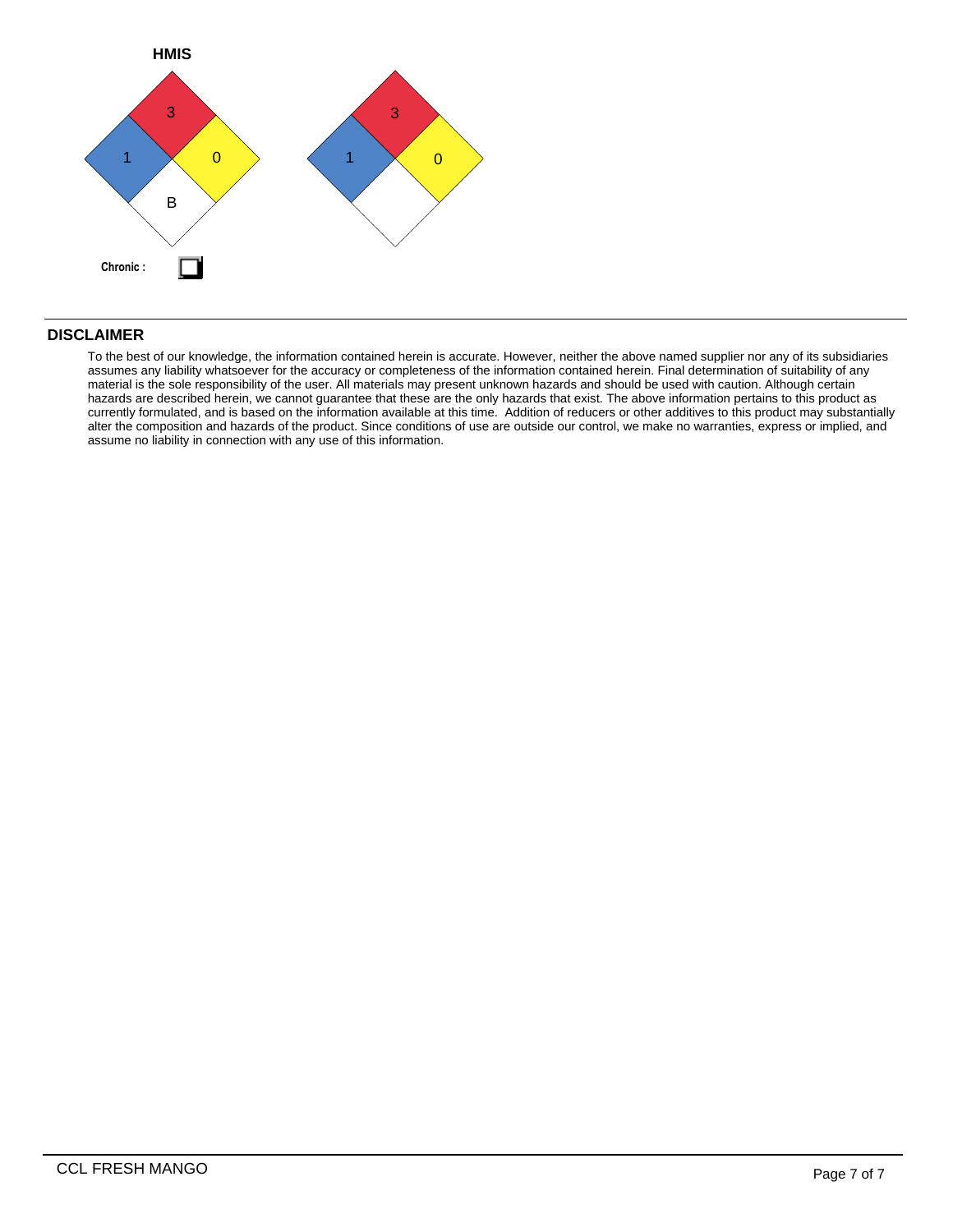**HMIS**

3

1 0

B

3

1 0

Chronic :

## DISCLAIMER

To the best of our knowledge, the information contained herein is accurate. However, neither the above named supplier nor any of its subsidiaries assumes any liability whatsoever for the accuracy or completeness of the information contained herein. Final determination of suitability of any material is the sole responsibility of the user. All materials may present unknown hazards and should be used with caution. Although certain hazards are described herein, we cannot guarantee that these are the only hazards that exist. The above information pertains to this product as currently formulated, and is based on the information available at this time. Addition of reducers or other additives to this product may substantially alter the composition and hazards of the product. Since conditions of use are outside our control, we make no warranties, express or implied, and assume no liability in connection with any use of this information.